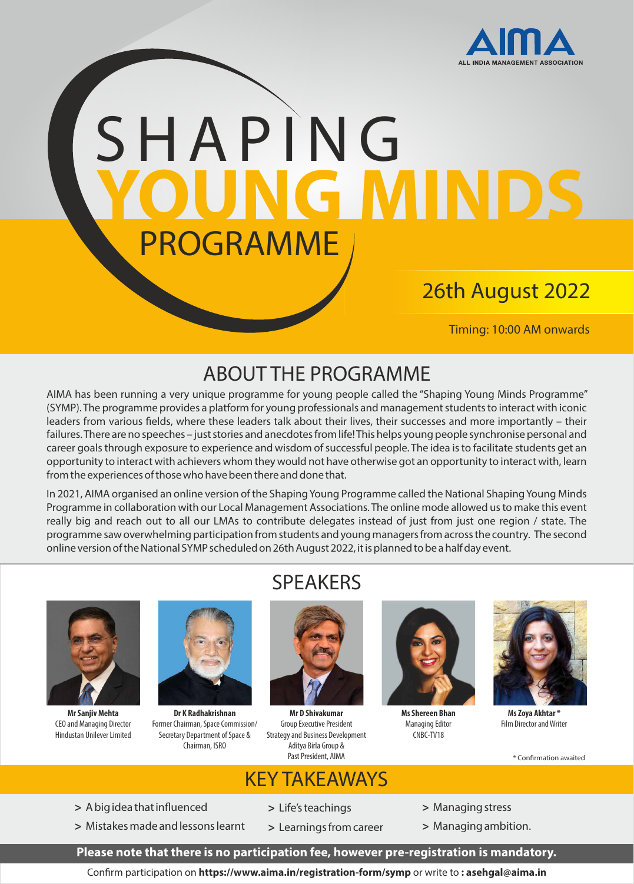AIMA
ALL INDIA MANAGEMENT ASSOCIATION

# SHAPING YOUNG MINDS PROGRAMME

26th August 2022

Timing: 10:00 AM onwards

## ABOUT THE PROGRAMME

AIMA has been running a very unique programme for young people called the "Shaping Young Minds Programme" (SYMP). The programme provides a platform for young professionals and management students to interact with iconic leaders from various fields, where these leaders talk about their lives, their successes and more importantly – their failures. There are no speeches – just stories and anecdotes from life! This helps young people synchronise personal and career goals through exposure to experience and wisdom of successful people. The idea is to facilitate students get an opportunity to interact with achievers whom they would not have otherwise got an opportunity to interact with, learn from the experiences of those who have been there and done that.

In 2021, AIMA organised an online version of the Shaping Young Programme called the National Shaping Young Minds Programme in collaboration with our Local Management Associations. The online mode allowed us to make this event really big and reach out to all our LMAs to contribute delegates instead of just from just one region / state. The programme saw overwhelming participation from students and young managers from across the country. The second online version of the National SYMP scheduled on 26th August 2022, it is planned to be a half day event.

## SPEAKERS

**Mr Sanjiv Mehta**
CEO and Managing Director
Hindustan Unilever Limited

**Dr K Radhakrishnan**
Former Chairman, Space Commission/
Secretary Department of Space &
Chairman, ISRO

**Mr D Shivakumar**
Group Executive President
Strategy and Business Development
Aditya Birla Group &
Past President, AIMA

**Ms Shereen Bhan**
Managing Editor
CNBC-TV18

**Ms Zoya Akhtar** *
Film Director and Writer

* Confirmation awaited

## KEY TAKEAWAYS

- A big idea that influenced
- Mistakes made and lessons learnt
- Life's teachings
- Learnings from career
- Managing stress
- Managing ambition.

**Please note that there is no participation fee, however pre-registration is mandatory.**

Confirm participation on **https://www.aima.in/registration-form/symp** or write to **: asehgal@aima.in**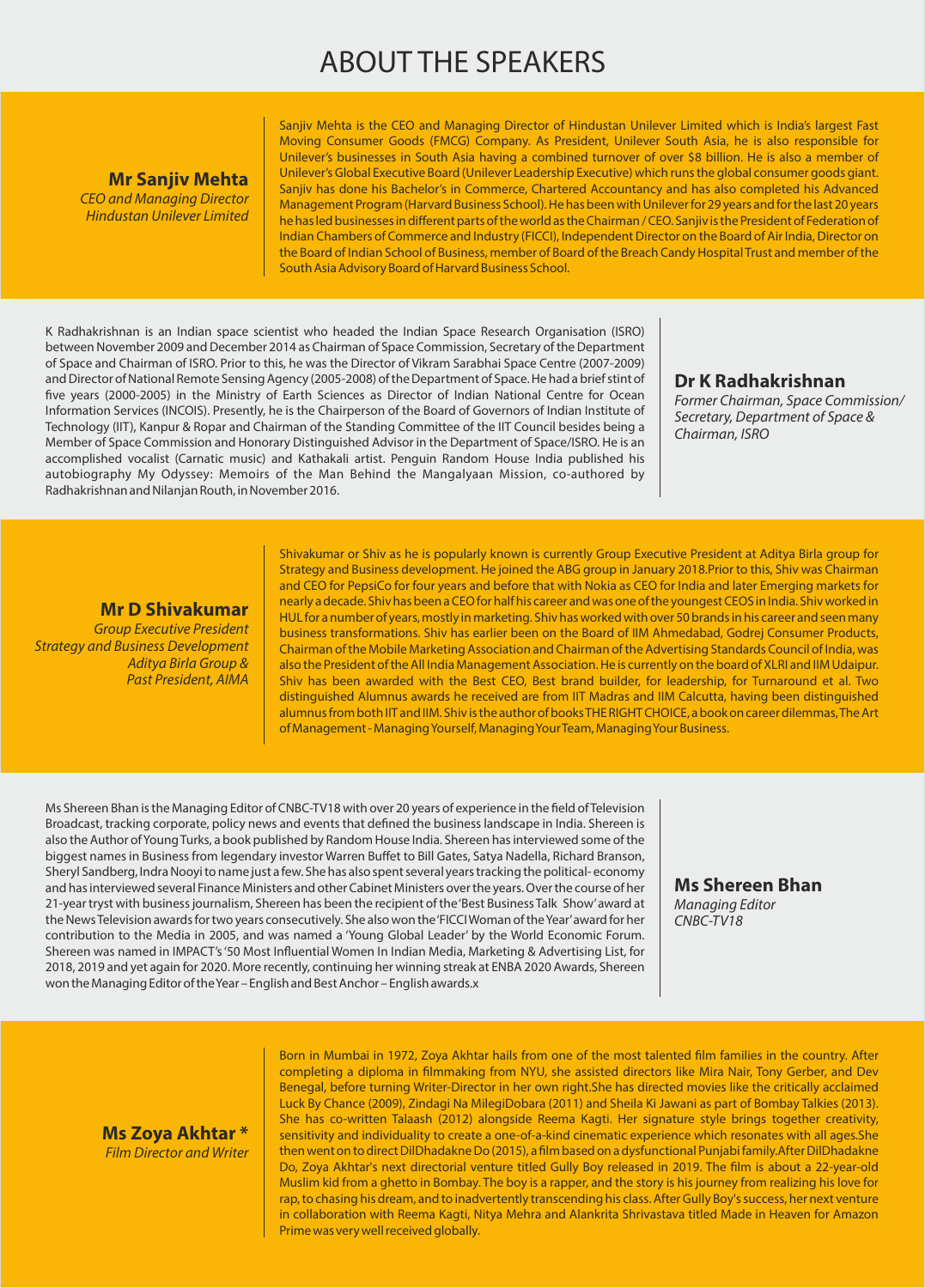# ABOUT THE SPEAKERS

### Mr Sanjiv Mehta

*CEO and Managing Director*
*Hindustan Unilever Limited*

Sanjiv Mehta is the CEO and Managing Director of Hindustan Unilever Limited which is India's largest Fast Moving Consumer Goods (FMCG) Company. As President, Unilever South Asia, he is also responsible for Unilever's businesses in South Asia having a combined turnover of over $8 billion. He is also a member of Unilever's Global Executive Board (Unilever Leadership Executive) which runs the global consumer goods giant. Sanjiv has done his Bachelor's in Commerce, Chartered Accountancy and has also completed his Advanced Management Program (Harvard Business School). He has been with Unilever for 29 years and for the last 20 years he has led businesses in different parts of the world as the Chairman / CEO. Sanjiv is the President of Federation of Indian Chambers of Commerce and Industry (FICCI), Independent Director on the Board of Air India, Director on the Board of Indian School of Business, member of Board of the Breach Candy Hospital Trust and member of the South Asia Advisory Board of Harvard Business School.

### Dr K Radhakrishnan

*Former Chairman, Space Commission/ Secretary, Department of Space & Chairman, ISRO*

K Radhakrishnan is an Indian space scientist who headed the Indian Space Research Organisation (ISRO) between November 2009 and December 2014 as Chairman of Space Commission, Secretary of the Department of Space and Chairman of ISRO. Prior to this, he was the Director of Vikram Sarabhai Space Centre (2007-2009) and Director of National Remote Sensing Agency (2005-2008) of the Department of Space. He had a brief stint of five years (2000-2005) in the Ministry of Earth Sciences as Director of Indian National Centre for Ocean Information Services (INCOIS). Presently, he is the Chairperson of the Board of Governors of Indian Institute of Technology (IIT), Kanpur & Ropar and Chairman of the Standing Committee of the IIT Council besides being a Member of Space Commission and Honorary Distinguished Advisor in the Department of Space/ISRO. He is an accomplished vocalist (Carnatic music) and Kathakali artist. Penguin Random House India published his autobiography My Odyssey: Memoirs of the Man Behind the Mangalyaan Mission, co-authored by Radhakrishnan and Nilanjan Routh, in November 2016.

### Mr D Shivakumar

*Group Executive President*
*Strategy and Business Development*
*Aditya Birla Group &*
*Past President, AIMA*

Shivakumar or Shiv as he is popularly known is currently Group Executive President at Aditya Birla group for Strategy and Business development. He joined the ABG group in January 2018.Prior to this, Shiv was Chairman and CEO for PepsiCo for four years and before that with Nokia as CEO for India and later Emerging markets for nearly a decade. Shiv has been a CEO for half his career and was one of the youngest CEOS in India. Shiv worked in HUL for a number of years, mostly in marketing. Shiv has worked with over 50 brands in his career and seen many business transformations. Shiv has earlier been on the Board of IIM Ahmedabad, Godrej Consumer Products, Chairman of the Mobile Marketing Association and Chairman of the Advertising Standards Council of India, was also the President of the All India Management Association. He is currently on the board of XLRI and IIM Udaipur. Shiv has been awarded with the Best CEO, Best brand builder, for leadership, for Turnaround et al. Two distinguished Alumnus awards he received are from IIT Madras and IIM Calcutta, having been distinguished alumnus from both IIT and IIM. Shiv is the author of books THE RIGHT CHOICE, a book on career dilemmas, The Art of Management - Managing Yourself, Managing Your Team, Managing Your Business.

### Ms Shereen Bhan

*Managing Editor*
*CNBC-TV18*

Ms Shereen Bhan is the Managing Editor of CNBC-TV18 with over 20 years of experience in the field of Television Broadcast, tracking corporate, policy news and events that defined the business landscape in India. Shereen is also the Author of Young Turks, a book published by Random House India. Shereen has interviewed some of the biggest names in Business from legendary investor Warren Buffet to Bill Gates, Satya Nadella, Richard Branson, Sheryl Sandberg, Indra Nooyi to name just a few. She has also spent several years tracking the political- economy and has interviewed several Finance Ministers and other Cabinet Ministers over the years. Over the course of her 21-year tryst with business journalism, Shereen has been the recipient of the 'Best Business Talk Show' award at the News Television awards for two years consecutively. She also won the 'FICCI Woman of the Year' award for her contribution to the Media in 2005, and was named a 'Young Global Leader' by the World Economic Forum. Shereen was named in IMPACT's '50 Most Influential Women In Indian Media, Marketing & Advertising List, for 2018, 2019 and yet again for 2020. More recently, continuing her winning streak at ENBA 2020 Awards, Shereen won the Managing Editor of the Year – English and Best Anchor – English awards.x

### Ms Zoya Akhtar *

*Film Director and Writer*

Born in Mumbai in 1972, Zoya Akhtar hails from one of the most talented film families in the country. After completing a diploma in filmmaking from NYU, she assisted directors like Mira Nair, Tony Gerber, and Dev Benegal, before turning Writer-Director in her own right.She has directed movies like the critically acclaimed Luck By Chance (2009), Zindagi Na MilegiDobara (2011) and Sheila Ki Jawani as part of Bombay Talkies (2013). She has co-written Talaash (2012) alongside Reema Kagti. Her signature style brings together creativity, sensitivity and individuality to create a one-of-a-kind cinematic experience which resonates with all ages.She then went on to direct DilDhadakne Do (2015), a film based on a dysfunctional Punjabi family.After DilDhadakne Do, Zoya Akhtar's next directorial venture titled Gully Boy released in 2019. The film is about a 22-year-old Muslim kid from a ghetto in Bombay. The boy is a rapper, and the story is his journey from realizing his love for rap, to chasing his dream, and to inadvertently transcending his class. After Gully Boy's success, her next venture in collaboration with Reema Kagti, Nitya Mehra and Alankrita Shrivastava titled Made in Heaven for Amazon Prime was very well received globally.